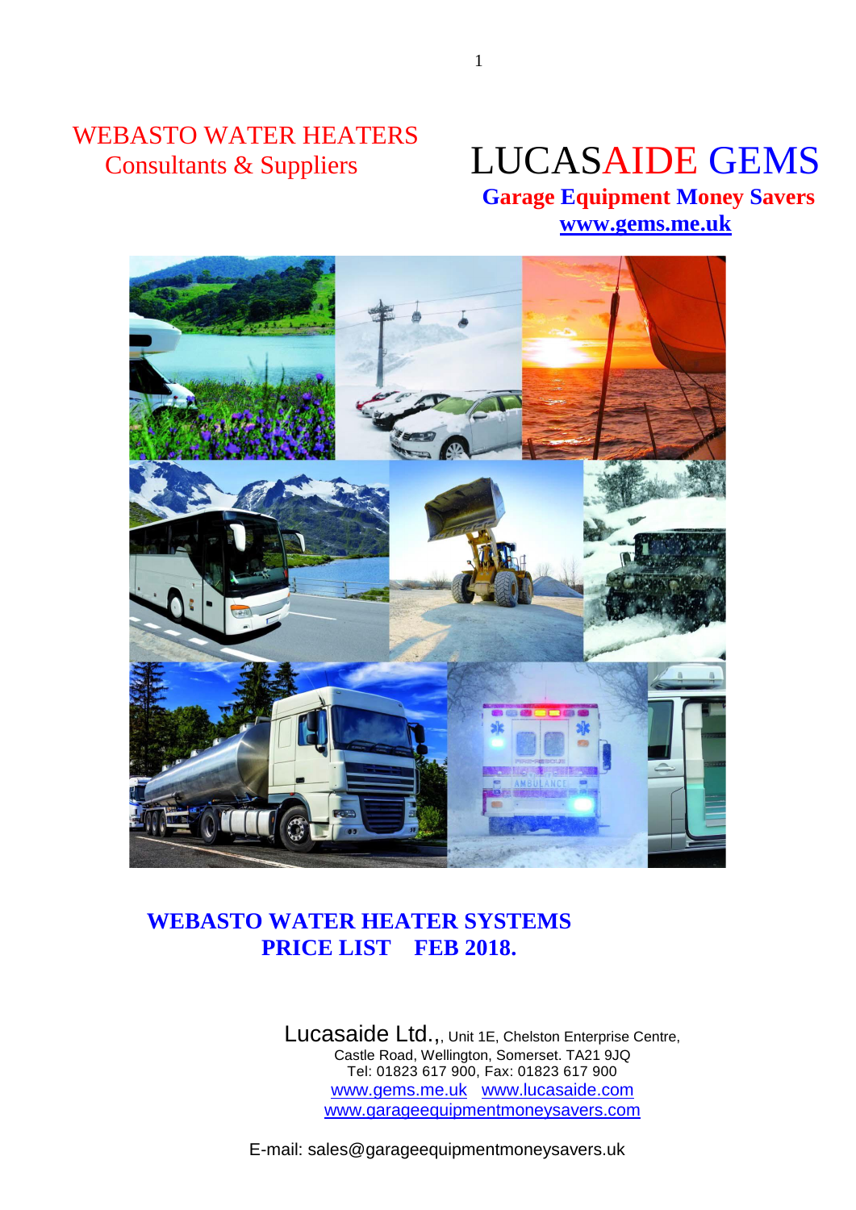WEBASTO WATER HEATERS
Consultants & Suppliers

# LUCASAIDE GEMS

**Garage Equipment Money Savers**
**www.gems.me.uk**

## WEBASTO WATER HEATER SYSTEMS
## PRICE LIST FEB 2018.

Lucasaide Ltd.,, Unit 1E, Chelston Enterprise Centre,
Castle Road, Wellington, Somerset. TA21 9JQ
Tel: 01823 617 900, Fax: 01823 617 900
www.gems.me.uk www.lucasaide.com
www.garageequipmentmoneysavers.com

E-mail: sales@garageequipmentmoneysavers.uk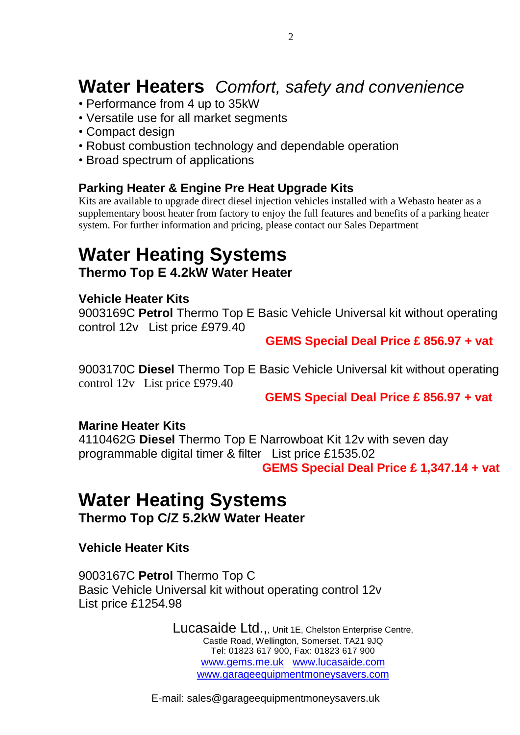# Water Heaters *Comfort, safety and convenience*

- Performance from 4 up to 35kW
- Versatile use for all market segments
- Compact design
- Robust combustion technology and dependable operation
- Broad spectrum of applications

### Parking Heater & Engine Pre Heat Upgrade Kits

Kits are available to upgrade direct diesel injection vehicles installed with a Webasto heater as a supplementary boost heater from factory to enjoy the full features and benefits of a parking heater system. For further information and pricing, please contact our Sales Department

# Water Heating Systems

## Thermo Top E 4.2kW Water Heater

### Vehicle Heater Kits

9003169C **Petrol** Thermo Top E Basic Vehicle Universal kit without operating control 12v List price £979.40

**GEMS Special Deal Price £ 856.97 + vat**

9003170C **Diesel** Thermo Top E Basic Vehicle Universal kit without operating control 12v List price £979.40

**GEMS Special Deal Price £ 856.97 + vat**

### Marine Heater Kits

4110462G **Diesel** Thermo Top E Narrowboat Kit 12v with seven day programmable digital timer & filter List price £1535.02

**GEMS Special Deal Price £ 1,347.14 + vat**

# Water Heating Systems

## Thermo Top C/Z 5.2kW Water Heater

### Vehicle Heater Kits

9003167C **Petrol** Thermo Top C
Basic Vehicle Universal kit without operating control 12v
List price £1254.98

Lucasaide Ltd.,, Unit 1E, Chelston Enterprise Centre,
Castle Road, Wellington, Somerset. TA21 9JQ
Tel: 01823 617 900, Fax: 01823 617 900
www.gems.me.uk www.lucasaide.com
www.garageequipmentmoneysavers.com

E-mail: sales@garageequipmentmoneysavers.uk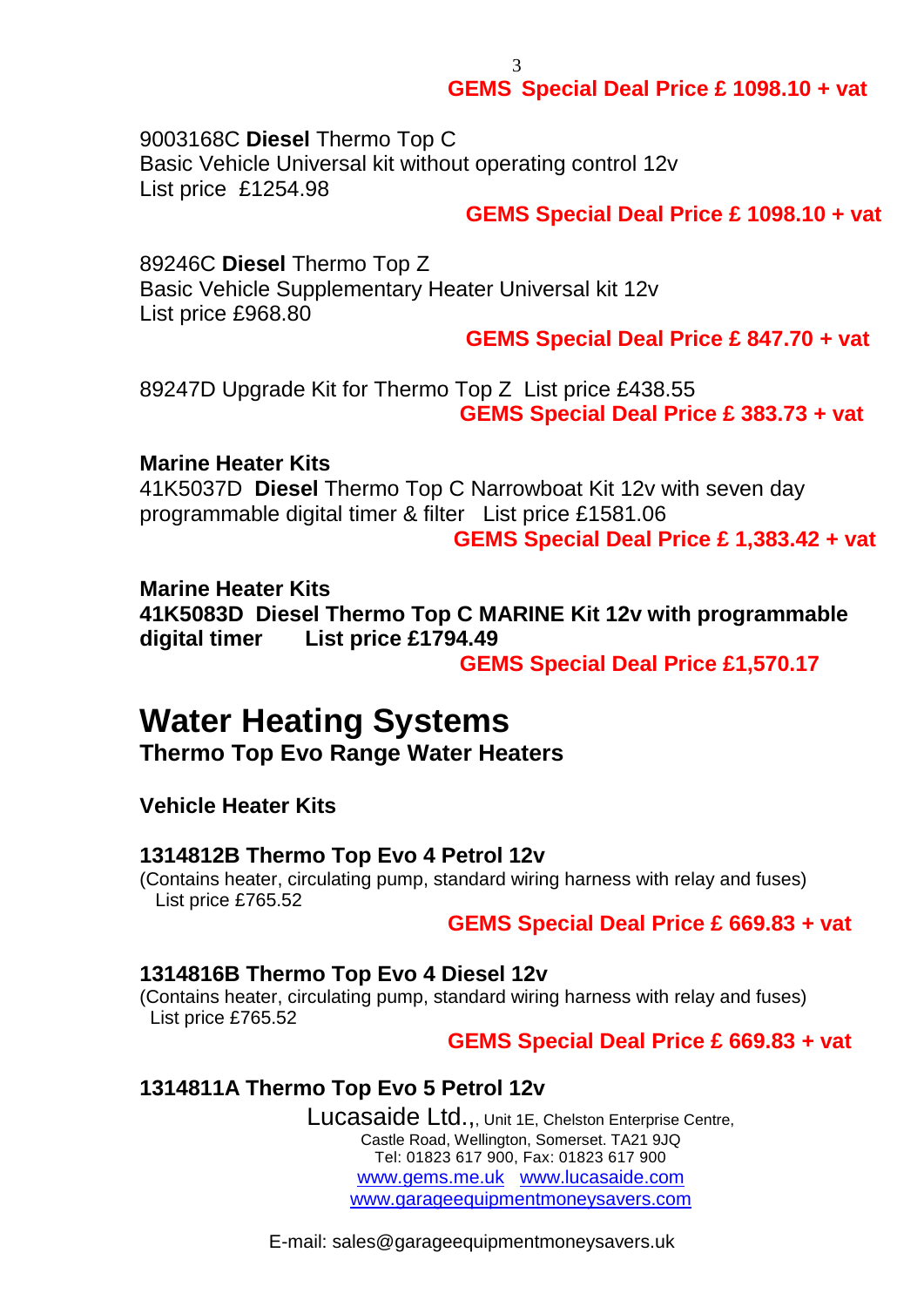**GEMS Special Deal Price £ 1098.10 + vat**

9003168C **Diesel** Thermo Top C
Basic Vehicle Universal kit without operating control 12v
List price £1254.98

**GEMS Special Deal Price £ 1098.10 + vat**

89246C **Diesel** Thermo Top Z
Basic Vehicle Supplementary Heater Universal kit 12v
List price £968.80

**GEMS Special Deal Price £ 847.70 + vat**

89247D Upgrade Kit for Thermo Top Z List price £438.55
**GEMS Special Deal Price £ 383.73 + vat**

**Marine Heater Kits**
41K5037D **Diesel** Thermo Top C Narrowboat Kit 12v with seven day programmable digital timer & filter List price £1581.06
**GEMS Special Deal Price £ 1,383.42 + vat**

**Marine Heater Kits**
**41K5083D Diesel Thermo Top C MARINE Kit 12v with programmable digital timer List price £1794.49**
**GEMS Special Deal Price £1,570.17**

# Water Heating Systems

### Thermo Top Evo Range Water Heaters

**Vehicle Heater Kits**

**1314812B Thermo Top Evo 4 Petrol 12v**
(Contains heater, circulating pump, standard wiring harness with relay and fuses)
List price £765.52

**GEMS Special Deal Price £ 669.83 + vat**

**1314816B Thermo Top Evo 4 Diesel 12v**
(Contains heater, circulating pump, standard wiring harness with relay and fuses)
List price £765.52

**GEMS Special Deal Price £ 669.83 + vat**

**1314811A Thermo Top Evo 5 Petrol 12v**

Lucasaide Ltd.,, Unit 1E, Chelston Enterprise Centre,
Castle Road, Wellington, Somerset. TA21 9JQ
Tel: 01823 617 900, Fax: 01823 617 900
www.gems.me.uk www.lucasaide.com
www.garageequipmentmoneysavers.com

E-mail: sales@garageequipmentmoneysavers.uk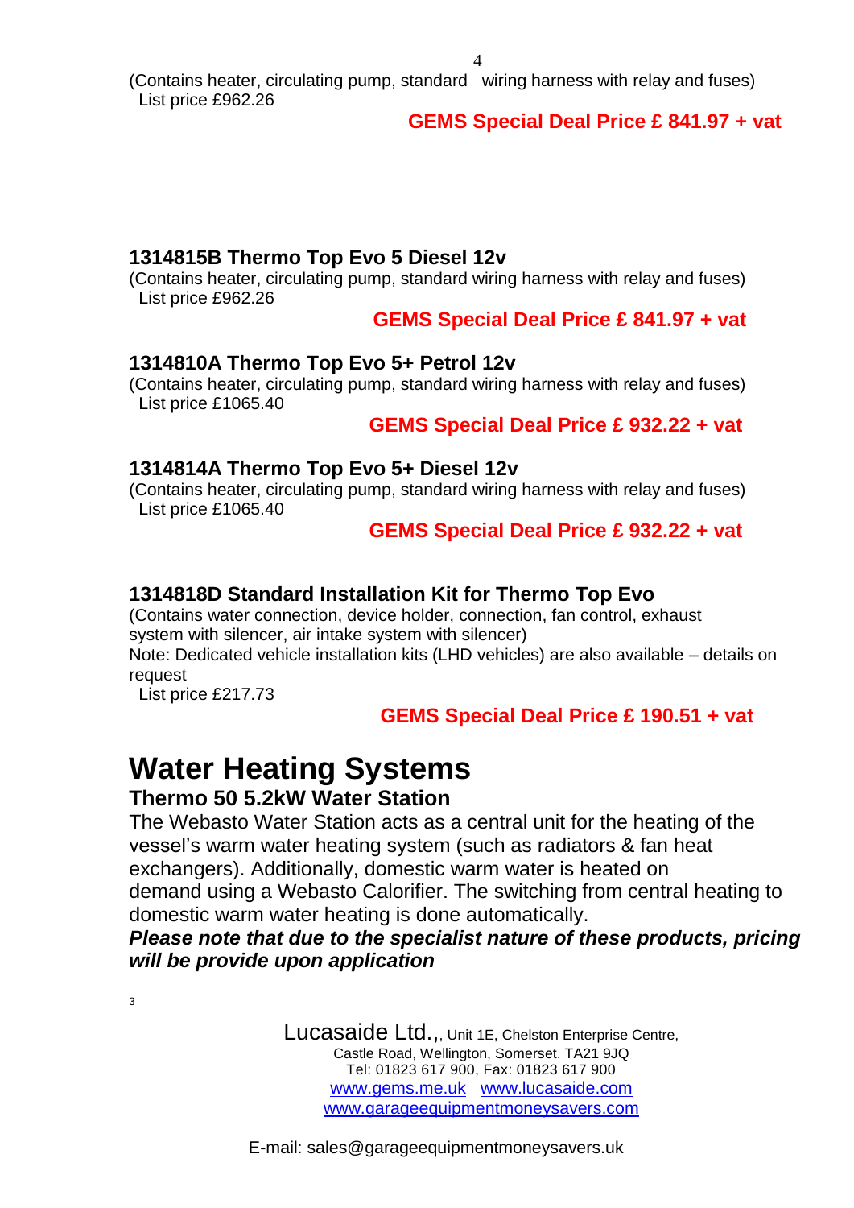(Contains heater, circulating pump, standard wiring harness with relay and fuses)
List price £962.26

**GEMS Special Deal Price £ 841.97 + vat**

### 1314815B Thermo Top Evo 5 Diesel 12v

(Contains heater, circulating pump, standard wiring harness with relay and fuses)
List price £962.26

**GEMS Special Deal Price £ 841.97 + vat**

### 1314810A Thermo Top Evo 5+ Petrol 12v

(Contains heater, circulating pump, standard wiring harness with relay and fuses)
List price £1065.40

**GEMS Special Deal Price £ 932.22 + vat**

### 1314814A Thermo Top Evo 5+ Diesel 12v

(Contains heater, circulating pump, standard wiring harness with relay and fuses)
List price £1065.40

**GEMS Special Deal Price £ 932.22 + vat**

### 1314818D Standard Installation Kit for Thermo Top Evo

(Contains water connection, device holder, connection, fan control, exhaust system with silencer, air intake system with silencer)
Note: Dedicated vehicle installation kits (LHD vehicles) are also available – details on request
List price £217.73

**GEMS Special Deal Price £ 190.51 + vat**

# Water Heating Systems

## Thermo 50 5.2kW Water Station

The Webasto Water Station acts as a central unit for the heating of the vessel's warm water heating system (such as radiators & fan heat exchangers). Additionally, domestic warm water is heated on demand using a Webasto Calorifier. The switching from central heating to domestic warm water heating is done automatically.

***Please note that due to the specialist nature of these products, pricing will be provide upon application***

Lucasaide Ltd.,, Unit 1E, Chelston Enterprise Centre,
Castle Road, Wellington, Somerset. TA21 9JQ
Tel: 01823 617 900, Fax: 01823 617 900
www.gems.me.uk www.lucasaide.com
www.garageequipmentmoneysavers.com

E-mail: sales@garageequipmentmoneysavers.uk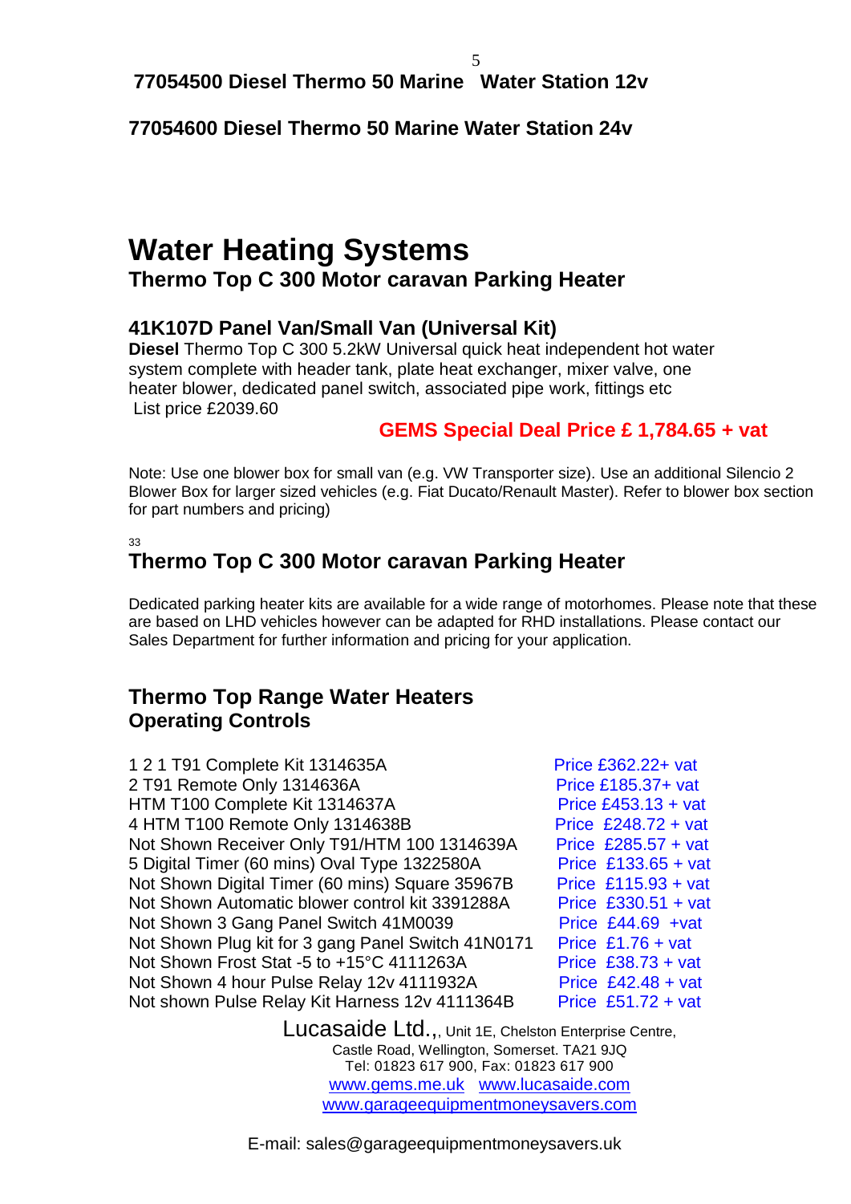**77054500 Diesel Thermo 50 Marine Water Station 12v**

**77054600 Diesel Thermo 50 Marine Water Station 24v**

# Water Heating Systems

## Thermo Top C 300 Motor caravan Parking Heater

### 41K107D Panel Van/Small Van (Universal Kit)

**Diesel** Thermo Top C 300 5.2kW Universal quick heat independent hot water system complete with header tank, plate heat exchanger, mixer valve, one heater blower, dedicated panel switch, associated pipe work, fittings etc
List price £2039.60

**GEMS Special Deal Price £ 1,784.65 + vat**

Note: Use one blower box for small van (e.g. VW Transporter size). Use an additional Silencio 2 Blower Box for larger sized vehicles (e.g. Fiat Ducato/Renault Master). Refer to blower box section for part numbers and pricing)

33

## Thermo Top C 300 Motor caravan Parking Heater

Dedicated parking heater kits are available for a wide range of motorhomes. Please note that these are based on LHD vehicles however can be adapted for RHD installations. Please contact our Sales Department for further information and pricing for your application.

## Thermo Top Range Water Heaters Operating Controls

| | |
|---|---|
| 1 2 1 T91 Complete Kit 1314635A | Price £362.22+ vat |
| 2 T91 Remote Only 1314636A | Price £185.37+ vat |
| HTM T100 Complete Kit 1314637A | Price £453.13 + vat |
| 4 HTM T100 Remote Only 1314638B | Price £248.72 + vat |
| Not Shown Receiver Only T91/HTM 100 1314639A | Price £285.57 + vat |
| 5 Digital Timer (60 mins) Oval Type 1322580A | Price £133.65 + vat |
| Not Shown Digital Timer (60 mins) Square 35967B | Price £115.93 + vat |
| Not Shown Automatic blower control kit 3391288A | Price £330.51 + vat |
| Not Shown 3 Gang Panel Switch 41M0039 | Price £44.69 +vat |
| Not Shown Plug kit for 3 gang Panel Switch 41N0171 | Price £1.76 + vat |
| Not Shown Frost Stat -5 to +15°C 4111263A | Price £38.73 + vat |
| Not Shown 4 hour Pulse Relay 12v 4111932A | Price £42.48 + vat |
| Not shown Pulse Relay Kit Harness 12v 4111364B | Price £51.72 + vat |

Lucasaide Ltd.,, Unit 1E, Chelston Enterprise Centre,
Castle Road, Wellington, Somerset. TA21 9JQ
Tel: 01823 617 900, Fax: 01823 617 900
www.gems.me.uk www.lucasaide.com
www.garageequipmentmoneysavers.com

E-mail: sales@garageequipmentmoneysavers.uk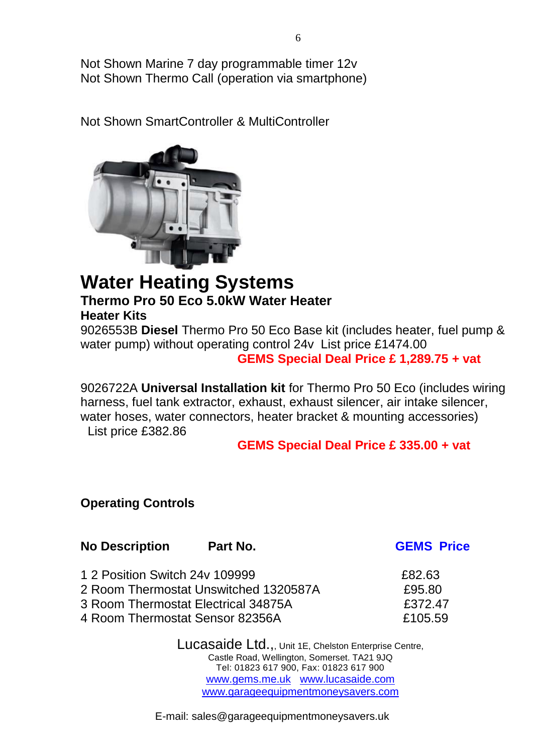Not Shown Marine 7 day programmable timer 12v
Not Shown Thermo Call (operation via smartphone)

Not Shown SmartController & MultiController

# Water Heating Systems

### Thermo Pro 50 Eco 5.0kW Water Heater

### Heater Kits

9026553B **Diesel** Thermo Pro 50 Eco Base kit (includes heater, fuel pump & water pump) without operating control 24v List price £1474.00

**GEMS Special Deal Price £ 1,289.75 + vat**

9026722A **Universal Installation kit** for Thermo Pro 50 Eco (includes wiring harness, fuel tank extractor, exhaust, exhaust silencer, air intake silencer, water hoses, water connectors, heater bracket & mounting accessories)
List price £382.86

**GEMS Special Deal Price £ 335.00 + vat**

### Operating Controls

| No | Description | Part No. | GEMS Price |
|---|---|---|---|
| 1 | 2 Position Switch 24v | 109999 | £82.63 |
| 2 | Room Thermostat Unswitched | 1320587A | £95.80 |
| 3 | Room Thermostat Electrical | 34875A | £372.47 |
| 4 | Room Thermostat Sensor | 82356A | £105.59 |

Lucasaide Ltd.,, Unit 1E, Chelston Enterprise Centre,
Castle Road, Wellington, Somerset. TA21 9JQ
Tel: 01823 617 900, Fax: 01823 617 900
www.gems.me.uk www.lucasaide.com
www.garageequipmentmoneysavers.com

E-mail: sales@garageequipmentmoneysavers.uk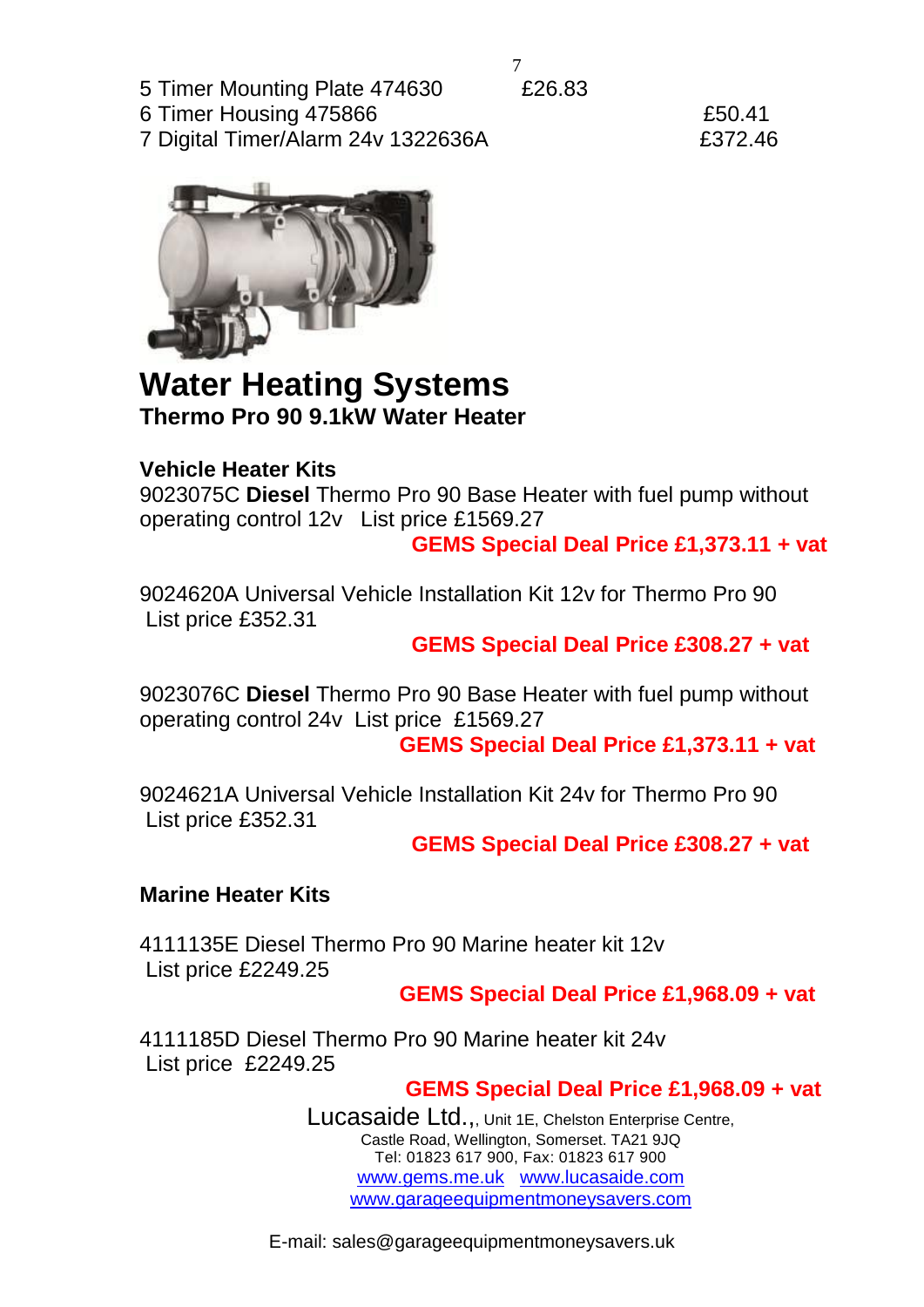5 Timer Mounting Plate 474630 £26.83
6 Timer Housing 475866 £50.41
7 Digital Timer/Alarm 24v 1322636A £372.46

# Water Heating Systems

**Thermo Pro 90 9.1kW Water Heater**

**Vehicle Heater Kits**

9023075C **Diesel** Thermo Pro 90 Base Heater with fuel pump without operating control 12v List price £1569.27

**GEMS Special Deal Price £1,373.11 + vat**

9024620A Universal Vehicle Installation Kit 12v for Thermo Pro 90
List price £352.31

**GEMS Special Deal Price £308.27 + vat**

9023076C **Diesel** Thermo Pro 90 Base Heater with fuel pump without operating control 24v List price £1569.27

**GEMS Special Deal Price £1,373.11 + vat**

9024621A Universal Vehicle Installation Kit 24v for Thermo Pro 90
List price £352.31

**GEMS Special Deal Price £308.27 + vat**

**Marine Heater Kits**

4111135E Diesel Thermo Pro 90 Marine heater kit 12v
List price £2249.25

**GEMS Special Deal Price £1,968.09 + vat**

4111185D Diesel Thermo Pro 90 Marine heater kit 24v
List price £2249.25

**GEMS Special Deal Price £1,968.09 + vat**

Lucasaide Ltd.,, Unit 1E, Chelston Enterprise Centre,
Castle Road, Wellington, Somerset. TA21 9JQ
Tel: 01823 617 900, Fax: 01823 617 900
www.gems.me.uk www.lucasaide.com
www.garageequipmentmoneysavers.com

E-mail: sales@garageequipmentmoneysavers.uk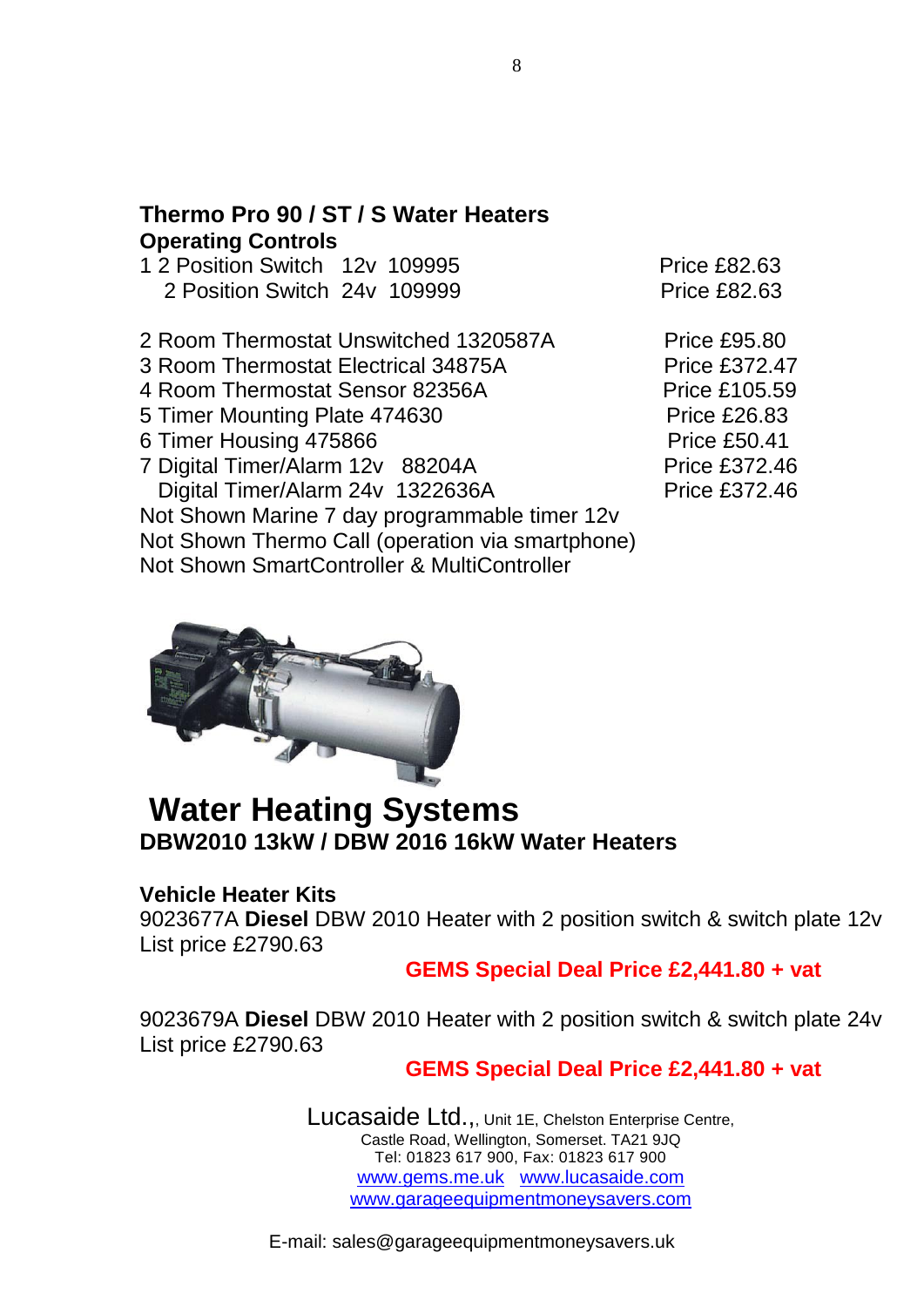## Thermo Pro 90 / ST / S Water Heaters

### Operating Controls

1 2 Position Switch 12v 109995 Price £82.63
2 Position Switch 24v 109999 Price £82.63

2 Room Thermostat Unswitched 1320587A Price £95.80
3 Room Thermostat Electrical 34875A Price £372.47
4 Room Thermostat Sensor 82356A Price £105.59
5 Timer Mounting Plate 474630 Price £26.83
6 Timer Housing 475866 Price £50.41
7 Digital Timer/Alarm 12v 88204A Price £372.46
Digital Timer/Alarm 24v 1322636A Price £372.46
Not Shown Marine 7 day programmable timer 12v
Not Shown Thermo Call (operation via smartphone)
Not Shown SmartController & MultiController

# Water Heating Systems

## DBW2010 13kW / DBW 2016 16kW Water Heaters

### Vehicle Heater Kits

9023677A **Diesel** DBW 2010 Heater with 2 position switch & switch plate 12v
List price £2790.63

**GEMS Special Deal Price £2,441.80 + vat**

9023679A **Diesel** DBW 2010 Heater with 2 position switch & switch plate 24v
List price £2790.63

**GEMS Special Deal Price £2,441.80 + vat**

Lucasaide Ltd.,, Unit 1E, Chelston Enterprise Centre,
Castle Road, Wellington, Somerset. TA21 9JQ
Tel: 01823 617 900, Fax: 01823 617 900
www.gems.me.uk www.lucasaide.com
www.garageequipmentmoneysavers.com

E-mail: sales@garageequipmentmoneysavers.uk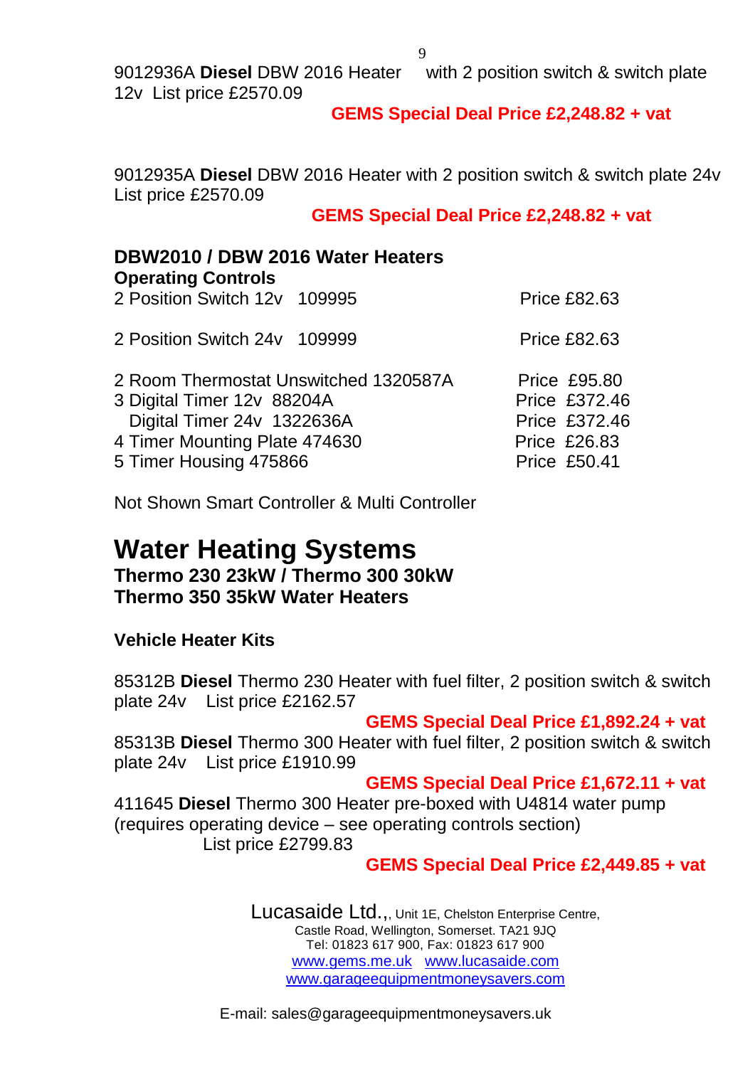9012936A **Diesel** DBW 2016 Heater with 2 position switch & switch plate 12v List price £2570.09

**GEMS Special Deal Price £2,248.82 + vat**

9012935A **Diesel** DBW 2016 Heater with 2 position switch & switch plate 24v List price £2570.09

**GEMS Special Deal Price £2,248.82 + vat**

**DBW2010 / DBW 2016 Water Heaters**
**Operating Controls**

2 Position Switch 12v 109995 Price £82.63

2 Position Switch 24v 109999 Price £82.63

2 Room Thermostat Unswitched 1320587A Price £95.80
3 Digital Timer 12v 88204A Price £372.46
Digital Timer 24v 1322636A Price £372.46
4 Timer Mounting Plate 474630 Price £26.83
5 Timer Housing 475866 Price £50.41

Not Shown Smart Controller & Multi Controller

# Water Heating Systems

**Thermo 230 23kW / Thermo 300 30kW**
**Thermo 350 35kW Water Heaters**

**Vehicle Heater Kits**

85312B **Diesel** Thermo 230 Heater with fuel filter, 2 position switch & switch plate 24v List price £2162.57

**GEMS Special Deal Price £1,892.24 + vat**

85313B **Diesel** Thermo 300 Heater with fuel filter, 2 position switch & switch plate 24v List price £1910.99

**GEMS Special Deal Price £1,672.11 + vat**

411645 **Diesel** Thermo 300 Heater pre-boxed with U4814 water pump (requires operating device – see operating controls section)
List price £2799.83

**GEMS Special Deal Price £2,449.85 + vat**

Lucasaide Ltd.,, Unit 1E, Chelston Enterprise Centre,
Castle Road, Wellington, Somerset. TA21 9JQ
Tel: 01823 617 900, Fax: 01823 617 900
www.gems.me.uk www.lucasaide.com
www.garageequipmentmoneysavers.com

E-mail: sales@garageequipmentmoneysavers.uk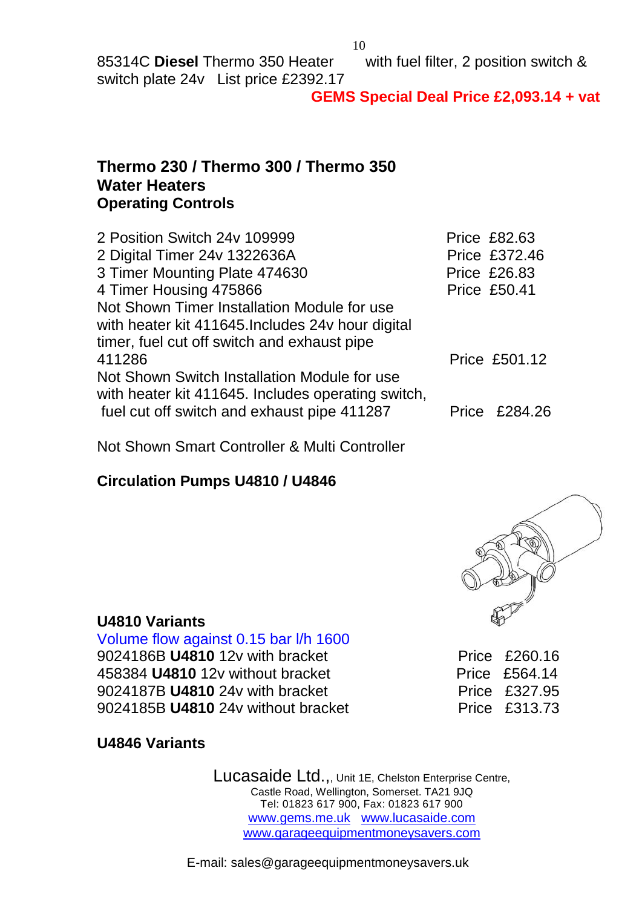85314C **Diesel** Thermo 350 Heater with fuel filter, 2 position switch & switch plate 24v List price £2392.17

**GEMS Special Deal Price £2,093.14 + vat**

## Thermo 230 / Thermo 300 / Thermo 350 Water Heaters Operating Controls

| Item | Price |
|---|---|
| 2 Position Switch 24v 109999 | Price £82.63 |
| 2 Digital Timer 24v 1322636A | Price £372.46 |
| 3 Timer Mounting Plate 474630 | Price £26.83 |
| 4 Timer Housing 475866 | Price £50.41 |
| Not Shown Timer Installation Module for use with heater kit 411645.Includes 24v hour digital timer, fuel cut off switch and exhaust pipe 411286 | Price £501.12 |
| Not Shown Switch Installation Module for use with heater kit 411645. Includes operating switch, fuel cut off switch and exhaust pipe 411287 | Price £284.26 |

Not Shown Smart Controller & Multi Controller

## Circulation Pumps U4810 / U4846

### U4810 Variants

Volume flow against 0.15 bar l/h 1600

| Item | Price |
|---|---|
| 9024186B **U4810** 12v with bracket | Price £260.16 |
| 458384 **U4810** 12v without bracket | Price £564.14 |
| 9024187B **U4810** 24v with bracket | Price £327.95 |
| 9024185B **U4810** 24v without bracket | Price £313.73 |

### U4846 Variants

Lucasaide Ltd.,, Unit 1E, Chelston Enterprise Centre, Castle Road, Wellington, Somerset. TA21 9JQ
Tel: 01823 617 900, Fax: 01823 617 900
www.gems.me.uk www.lucasaide.com
www.garageequipmentmoneysavers.com

E-mail: sales@garageequipmentmoneysavers.uk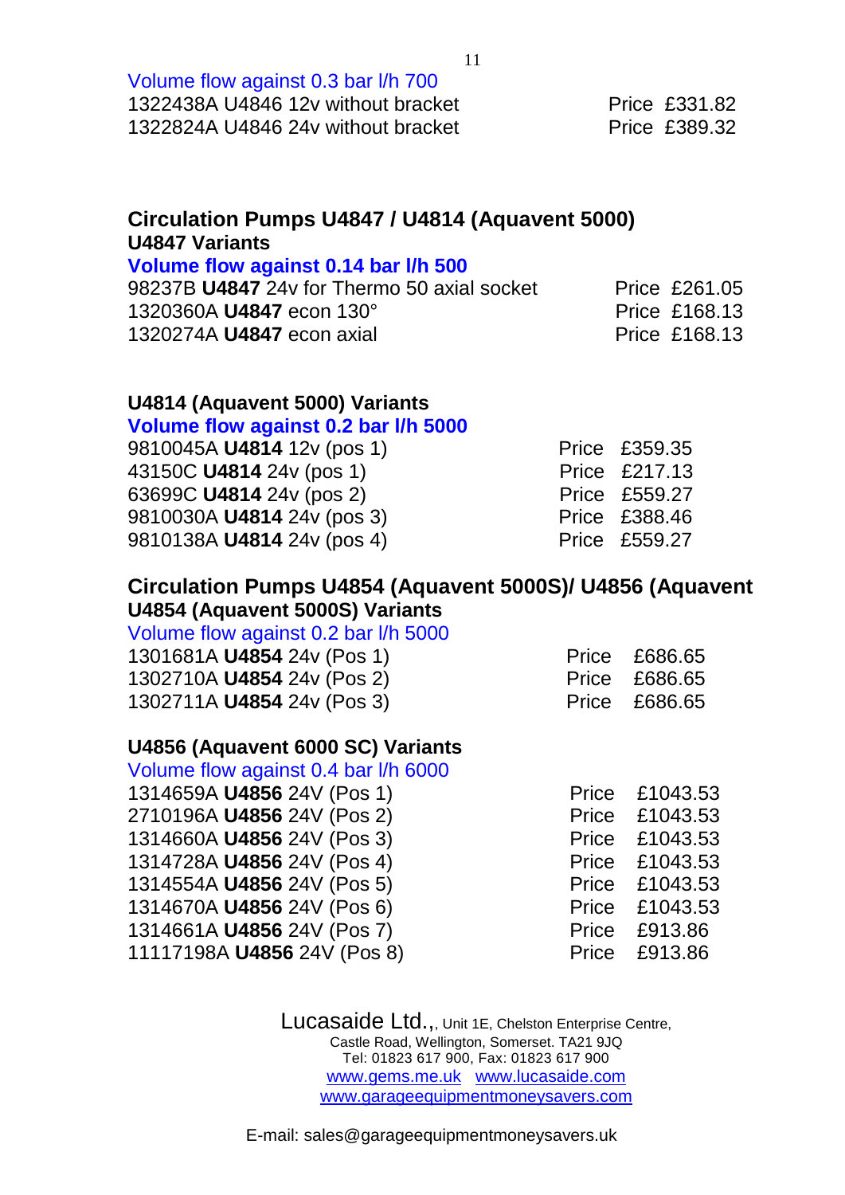Volume flow against 0.3 bar l/h 700

1322438A U4846 12v without bracket Price £331.82
1322824A U4846 24v without bracket Price £389.32

## Circulation Pumps U4847 / U4814 (Aquavent 5000)

### U4847 Variants

**Volume flow against 0.14 bar l/h 500**

98237B **U4847** 24v for Thermo 50 axial socket Price £261.05
1320360A **U4847** econ 130° Price £168.13
1320274A **U4847** econ axial Price £168.13

### U4814 (Aquavent 5000) Variants

**Volume flow against 0.2 bar l/h 5000**

9810045A **U4814** 12v (pos 1) Price £359.35
43150C **U4814** 24v (pos 1) Price £217.13
63699C **U4814** 24v (pos 2) Price £559.27
9810030A **U4814** 24v (pos 3) Price £388.46
9810138A **U4814** 24v (pos 4) Price £559.27

## Circulation Pumps U4854 (Aquavent 5000S)/ U4856 (Aquavent

### U4854 (Aquavent 5000S) Variants

Volume flow against 0.2 bar l/h 5000

1301681A **U4854** 24v (Pos 1) Price £686.65
1302710A **U4854** 24v (Pos 2) Price £686.65
1302711A **U4854** 24v (Pos 3) Price £686.65

### U4856 (Aquavent 6000 SC) Variants

Volume flow against 0.4 bar l/h 6000

1314659A **U4856** 24V (Pos 1) Price £1043.53
2710196A **U4856** 24V (Pos 2) Price £1043.53
1314660A **U4856** 24V (Pos 3) Price £1043.53
1314728A **U4856** 24V (Pos 4) Price £1043.53
1314554A **U4856** 24V (Pos 5) Price £1043.53
1314670A **U4856** 24V (Pos 6) Price £1043.53
1314661A **U4856** 24V (Pos 7) Price £913.86
11117198A **U4856** 24V (Pos 8) Price £913.86

Lucasaide Ltd.,, Unit 1E, Chelston Enterprise Centre,
Castle Road, Wellington, Somerset. TA21 9JQ
Tel: 01823 617 900, Fax: 01823 617 900
www.gems.me.uk www.lucasaide.com
www.garageequipmentmoneysavers.com

E-mail: sales@garageequipmentmoneysavers.uk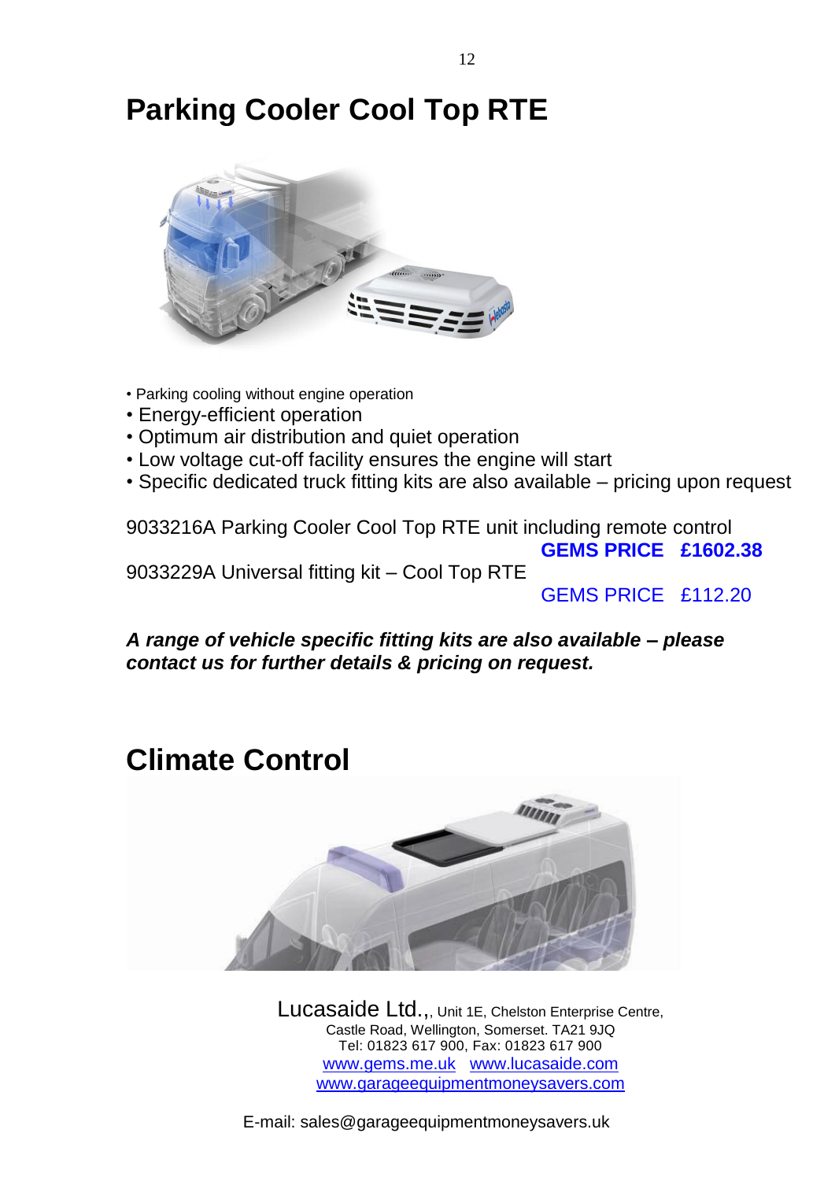# Parking Cooler Cool Top RTE

- Parking cooling without engine operation
- Energy-efficient operation
- Optimum air distribution and quiet operation
- Low voltage cut-off facility ensures the engine will start
- Specific dedicated truck fitting kits are also available – pricing upon request

9033216A Parking Cooler Cool Top RTE unit including remote control

**GEMS PRICE £1602.38**

9033229A Universal fitting kit – Cool Top RTE

GEMS PRICE £112.20

***A range of vehicle specific fitting kits are also available – please contact us for further details & pricing on request.***

# Climate Control

Lucasaide Ltd.,, Unit 1E, Chelston Enterprise Centre,
Castle Road, Wellington, Somerset. TA21 9JQ
Tel: 01823 617 900, Fax: 01823 617 900
www.gems.me.uk www.lucasaide.com
www.garageequipmentmoneysavers.com

E-mail: sales@garageequipmentmoneysavers.uk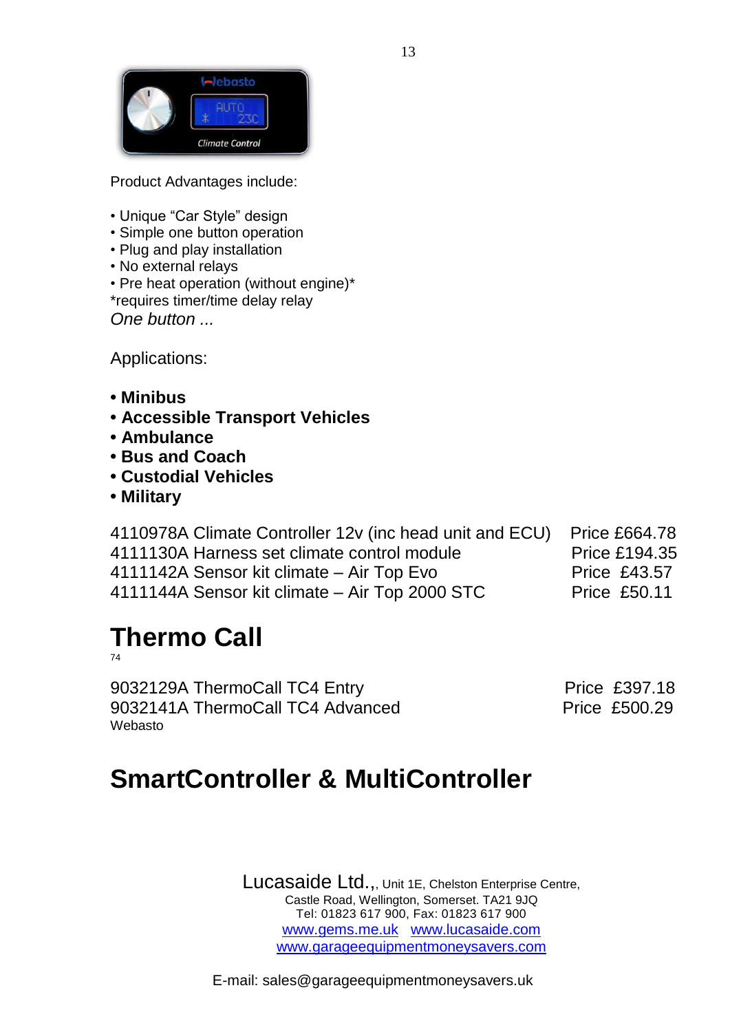Product Advantages include:

- Unique “Car Style” design
- Simple one button operation
- Plug and play installation
- No external relays
- Pre heat operation (without engine)*

*requires timer/time delay relay

*One button ...*

Applications:

- **Minibus**
- **Accessible Transport Vehicles**
- **Ambulance**
- **Bus and Coach**
- **Custodial Vehicles**
- **Military**

| | |
|---|---|
| 4110978A Climate Controller 12v (inc head unit and ECU) | Price £664.78 |
| 4111130A Harness set climate control module | Price £194.35 |
| 4111142A Sensor kit climate – Air Top Evo | Price £43.57 |
| 4111144A Sensor kit climate – Air Top 2000 STC | Price £50.11 |

# Thermo Call

74

| | |
|---|---|
| 9032129A ThermoCall TC4 Entry | Price £397.18 |
| 9032141A ThermoCall TC4 Advanced | Price £500.29 |

Webasto

# SmartController & MultiController

Lucasaide Ltd.,, Unit 1E, Chelston Enterprise Centre,
Castle Road, Wellington, Somerset. TA21 9JQ
Tel: 01823 617 900, Fax: 01823 617 900
www.gems.me.uk www.lucasaide.com
www.garageequipmentmoneysavers.com

E-mail: sales@garageequipmentmoneysavers.uk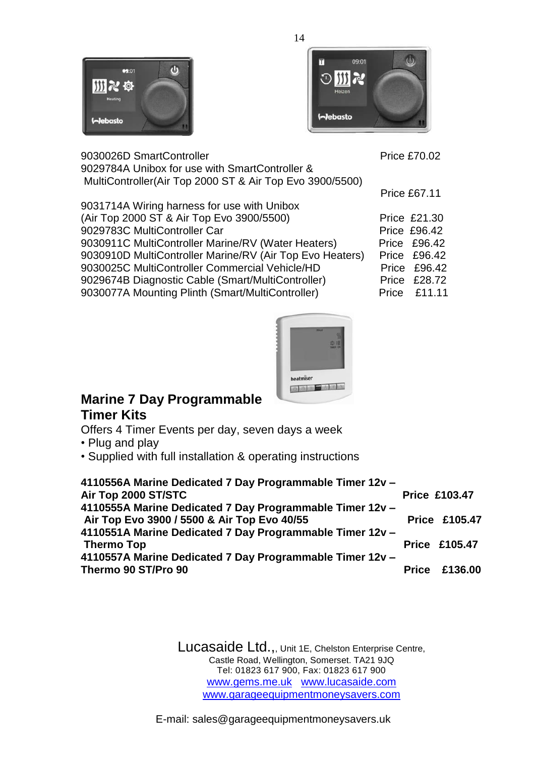9030026D SmartController Price £70.02
9029784A Unibox for use with SmartController & MultiController(Air Top 2000 ST & Air Top Evo 3900/5500) Price £67.11
9031714A Wiring harness for use with Unibox (Air Top 2000 ST & Air Top Evo 3900/5500) Price £21.30
9029783C MultiController Car Price £96.42
9030911C MultiController Marine/RV (Water Heaters) Price £96.42
9030910D MultiController Marine/RV (Air Top Evo Heaters) Price £96.42
9030025C MultiController Commercial Vehicle/HD Price £96.42
9029674B Diagnostic Cable (Smart/MultiController) Price £28.72
9030077A Mounting Plinth (Smart/MultiController) Price £11.11

## Marine 7 Day Programmable Timer Kits

Offers 4 Timer Events per day, seven days a week

- Plug and play
- Supplied with full installation & operating instructions

**4110556A Marine Dedicated 7 Day Programmable Timer 12v – Air Top 2000 ST/STC Price £103.47**
**4110555A Marine Dedicated 7 Day Programmable Timer 12v – Air Top Evo 3900 / 5500 & Air Top Evo 40/55 Price £105.47**
**4110551A Marine Dedicated 7 Day Programmable Timer 12v – Thermo Top Price £105.47**
**4110557A Marine Dedicated 7 Day Programmable Timer 12v – Thermo 90 ST/Pro 90 Price £136.00**

Lucasaide Ltd.,, Unit 1E, Chelston Enterprise Centre,
Castle Road, Wellington, Somerset. TA21 9JQ
Tel: 01823 617 900, Fax: 01823 617 900
www.gems.me.uk www.lucasaide.com
www.garageequipmentmoneysavers.com

E-mail: sales@garageequipmentmoneysavers.uk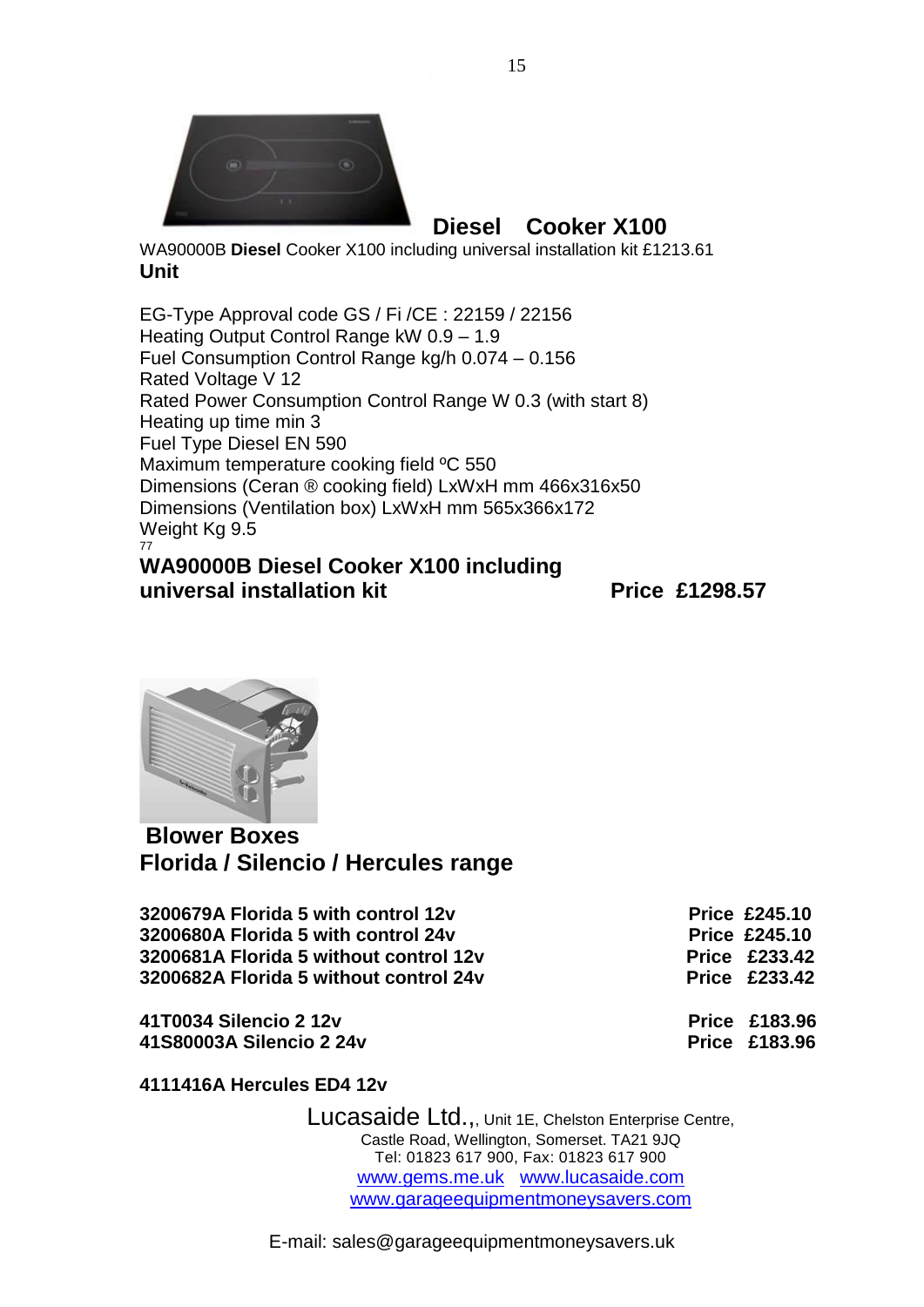## Diesel Cooker X100

WA90000B **Diesel** Cooker X100 including universal installation kit £1213.61
**Unit**

EG-Type Approval code GS / Fi /CE : 22159 / 22156
Heating Output Control Range kW 0.9 – 1.9
Fuel Consumption Control Range kg/h 0.074 – 0.156
Rated Voltage V 12
Rated Power Consumption Control Range W 0.3 (with start 8)
Heating up time min 3
Fuel Type Diesel EN 590
Maximum temperature cooking field ºC 550
Dimensions (Ceran ® cooking field) LxWxH mm 466x316x50
Dimensions (Ventilation box) LxWxH mm 565x366x172
Weight Kg 9.5
77

**WA90000B Diesel Cooker X100 including universal installation kit** **Price £1298.57**

## Blower Boxes
## Florida / Silencio / Hercules range

**3200679A Florida 5 with control 12v** **Price £245.10**
**3200680A Florida 5 with control 24v** **Price £245.10**
**3200681A Florida 5 without control 12v** **Price £233.42**
**3200682A Florida 5 without control 24v** **Price £233.42**

**41T0034 Silencio 2 12v** **Price £183.96**
**41S80003A Silencio 2 24v** **Price £183.96**

**4111416A Hercules ED4 12v**

Lucasaide Ltd.,, Unit 1E, Chelston Enterprise Centre,
Castle Road, Wellington, Somerset. TA21 9JQ
Tel: 01823 617 900, Fax: 01823 617 900
www.gems.me.uk www.lucasaide.com
www.garageequipmentmoneysavers.com

E-mail: sales@garageequipmentmoneysavers.uk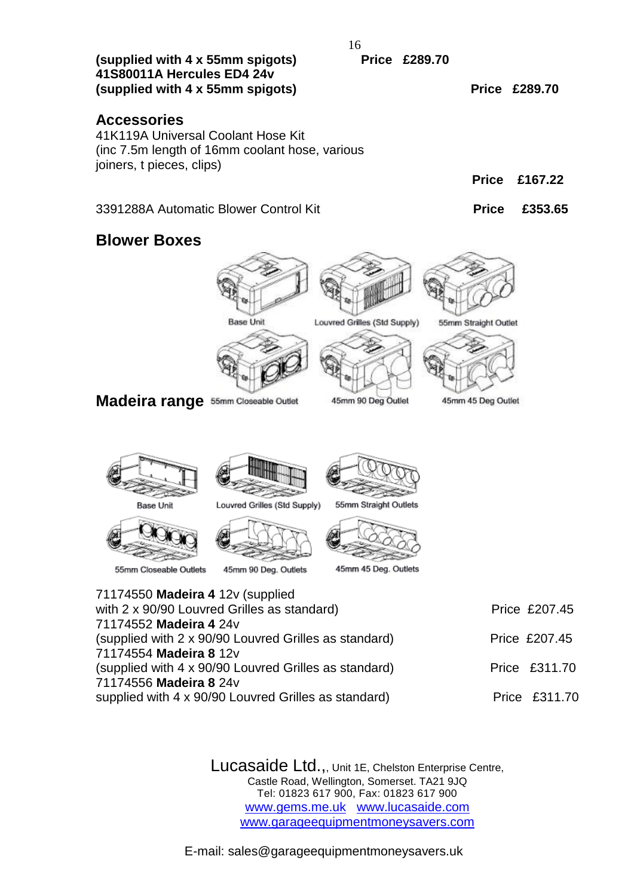**(supplied with 4 x 55mm spigots)** **Price £289.70**
**41S80011A Hercules ED4 24v**
**(supplied with 4 x 55mm spigots)** **Price £289.70**

## Accessories

41K119A Universal Coolant Hose Kit
(inc 7.5m length of 16mm coolant hose, various joiners, t pieces, clips)

**Price £167.22**

3391288A Automatic Blower Control Kit **Price £353.65**

## Blower Boxes

Base Unit
Louvred Grilles (Std Supply)
55mm Straight Outlet
55mm Closeable Outlet
45mm 90 Deg Outlet
45mm 45 Deg Outlet

## Madeira range

Base Unit
Louvred Grilles (Std Supply)
55mm Straight Outlets
55mm Closeable Outlets
45mm 90 Deg. Outlets
45mm 45 Deg. Outlets

71174550 **Madeira 4** 12v (supplied with 2 x 90/90 Louvred Grilles as standard) Price £207.45
71174552 **Madeira 4** 24v
(supplied with 2 x 90/90 Louvred Grilles as standard) Price £207.45
71174554 **Madeira 8** 12v
(supplied with 4 x 90/90 Louvred Grilles as standard) Price £311.70
71174556 **Madeira 8** 24v
supplied with 4 x 90/90 Louvred Grilles as standard) Price £311.70

Lucasaide Ltd.,, Unit 1E, Chelston Enterprise Centre,
Castle Road, Wellington, Somerset. TA21 9JQ
Tel: 01823 617 900, Fax: 01823 617 900
www.gems.me.uk www.lucasaide.com
www.garageequipmentmoneysavers.com

E-mail: sales@garageequipmentmoneysavers.uk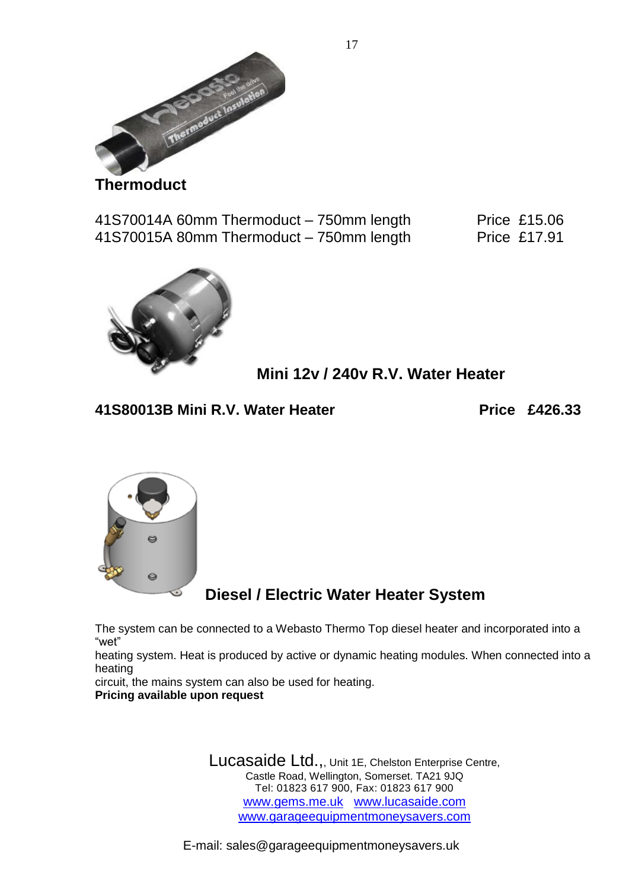## Thermoduct

41S70014A 60mm Thermoduct – 750mm length Price £15.06
41S70015A 80mm Thermoduct – 750mm length Price £17.91

## Mini 12v / 240v R.V. Water Heater

**41S80013B Mini R.V. Water Heater Price £426.33**

## Diesel / Electric Water Heater System

The system can be connected to a Webasto Thermo Top diesel heater and incorporated into a "wet"
heating system. Heat is produced by active or dynamic heating modules. When connected into a heating
circuit, the mains system can also be used for heating.
**Pricing available upon request**

Lucasaide Ltd.,, Unit 1E, Chelston Enterprise Centre,
Castle Road, Wellington, Somerset. TA21 9JQ
Tel: 01823 617 900, Fax: 01823 617 900
www.gems.me.uk www.lucasaide.com
www.garageequipmentmoneysavers.com

E-mail: sales@garageequipmentmoneysavers.uk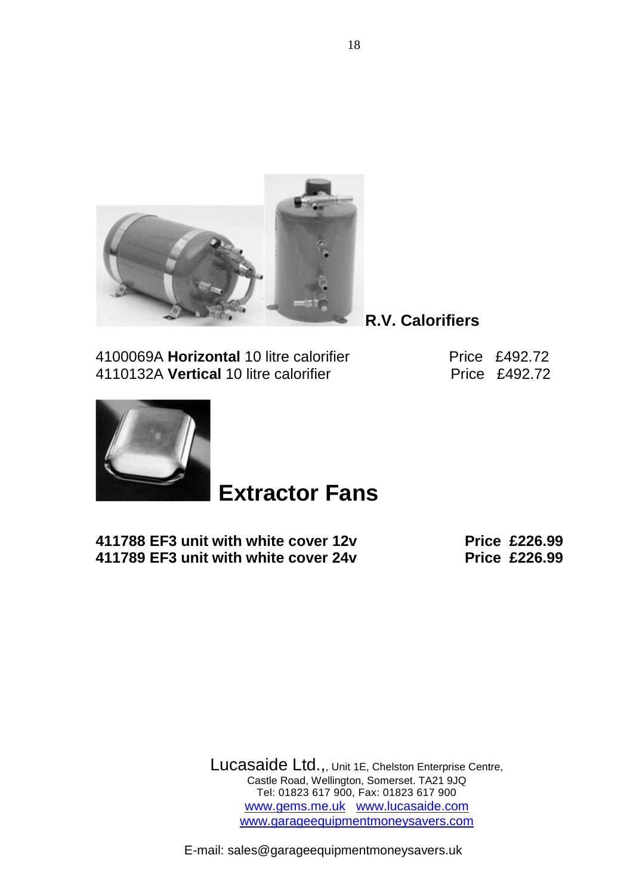## R.V. Calorifiers

4100069A **Horizontal** 10 litre calorifier Price £492.72
4110132A **Vertical** 10 litre calorifier Price £492.72

# Extractor Fans

**411788 EF3 unit with white cover 12v Price £226.99**
**411789 EF3 unit with white cover 24v Price £226.99**

Lucasaide Ltd.,, Unit 1E, Chelston Enterprise Centre,
Castle Road, Wellington, Somerset. TA21 9JQ
Tel: 01823 617 900, Fax: 01823 617 900
www.gems.me.uk www.lucasaide.com
www.garageequipmentmoneysavers.com

E-mail: sales@garageequipmentmoneysavers.uk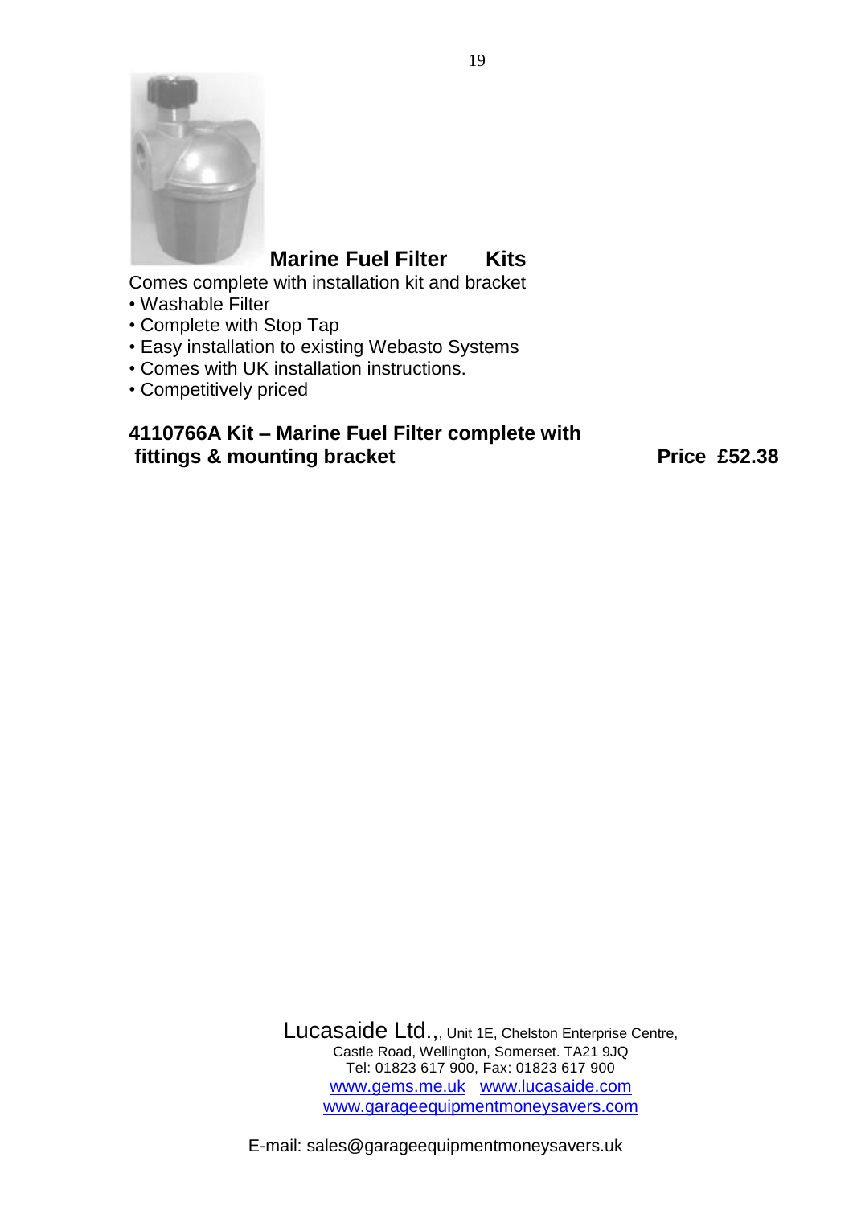## Marine Fuel Filter Kits

Comes complete with installation kit and bracket

- Washable Filter
- Complete with Stop Tap
- Easy installation to existing Webasto Systems
- Comes with UK installation instructions.
- Competitively priced

**4110766A Kit – Marine Fuel Filter complete with fittings & mounting bracket** **Price £52.38**

Lucasaide Ltd.,, Unit 1E, Chelston Enterprise Centre,
Castle Road, Wellington, Somerset. TA21 9JQ
Tel: 01823 617 900, Fax: 01823 617 900
www.gems.me.uk www.lucasaide.com
www.garageequipmentmoneysavers.com

E-mail: sales@garageequipmentmoneysavers.uk